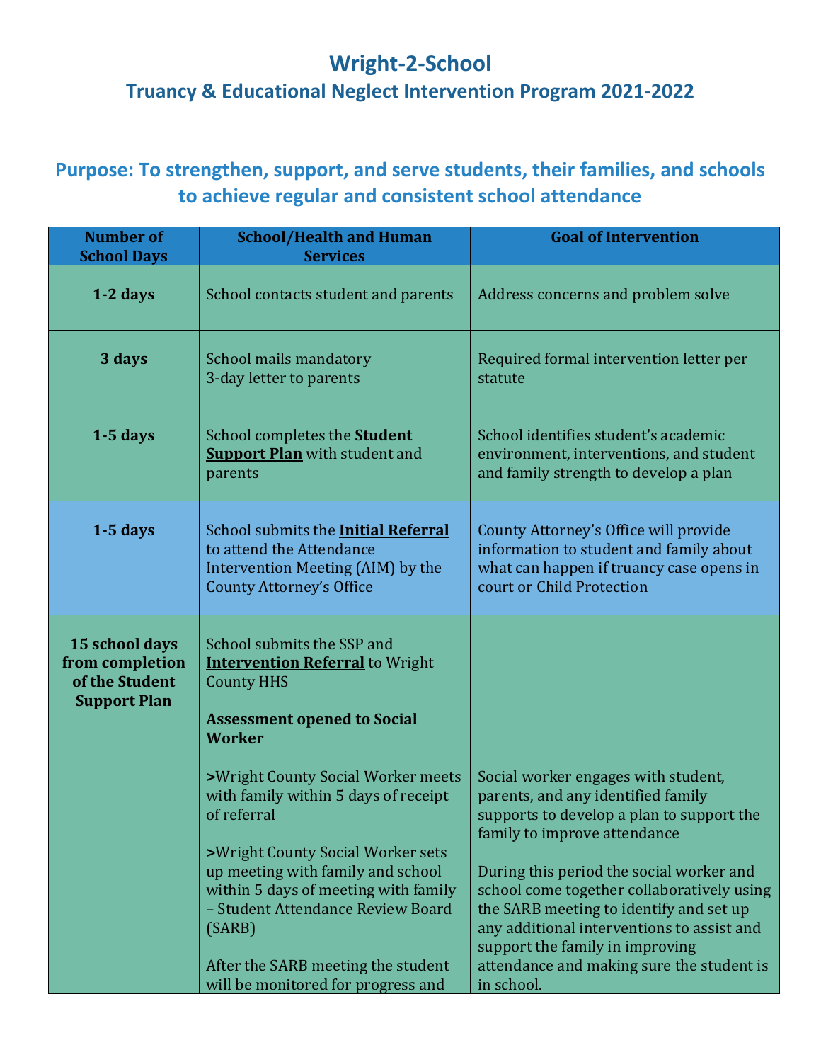# Wright-2-School

## Truancy & Educational Neglect Intervention Program 2021-2022

### Purpose: To strengthen, support, and serve students, their families, and schools to achieve regular and consistent school attendance

| Number of School Days | School/Health and Human Services | Goal of Intervention |
|---|---|---|
| **1-2 days** | School contacts student and parents | Address concerns and problem solve |
| **3 days** | School mails mandatory 3-day letter to parents | Required formal intervention letter per statute |
| **1-5 days** | School completes the **Student Support Plan** with student and parents | School identifies student's academic environment, interventions, and student and family strength to develop a plan |
| **1-5 days** | School submits the **Initial Referral** to attend the Attendance Intervention Meeting (AIM) by the County Attorney's Office | County Attorney's Office will provide information to student and family about what can happen if truancy case opens in court or Child Protection |
| **15 school days from completion of the Student Support Plan** | School submits the SSP and **Intervention Referral** to Wright County HHS<br><br>**Assessment opened to Social Worker** | |
| | **>**Wright County Social Worker meets with family within 5 days of receipt of referral<br><br>**>**Wright County Social Worker sets up meeting with family and school within 5 days of meeting with family – Student Attendance Review Board (SARB)<br><br>After the SARB meeting the student will be monitored for progress and | Social worker engages with student, parents, and any identified family supports to develop a plan to support the family to improve attendance<br><br>During this period the social worker and school come together collaboratively using the SARB meeting to identify and set up any additional interventions to assist and support the family in improving attendance and making sure the student is in school. |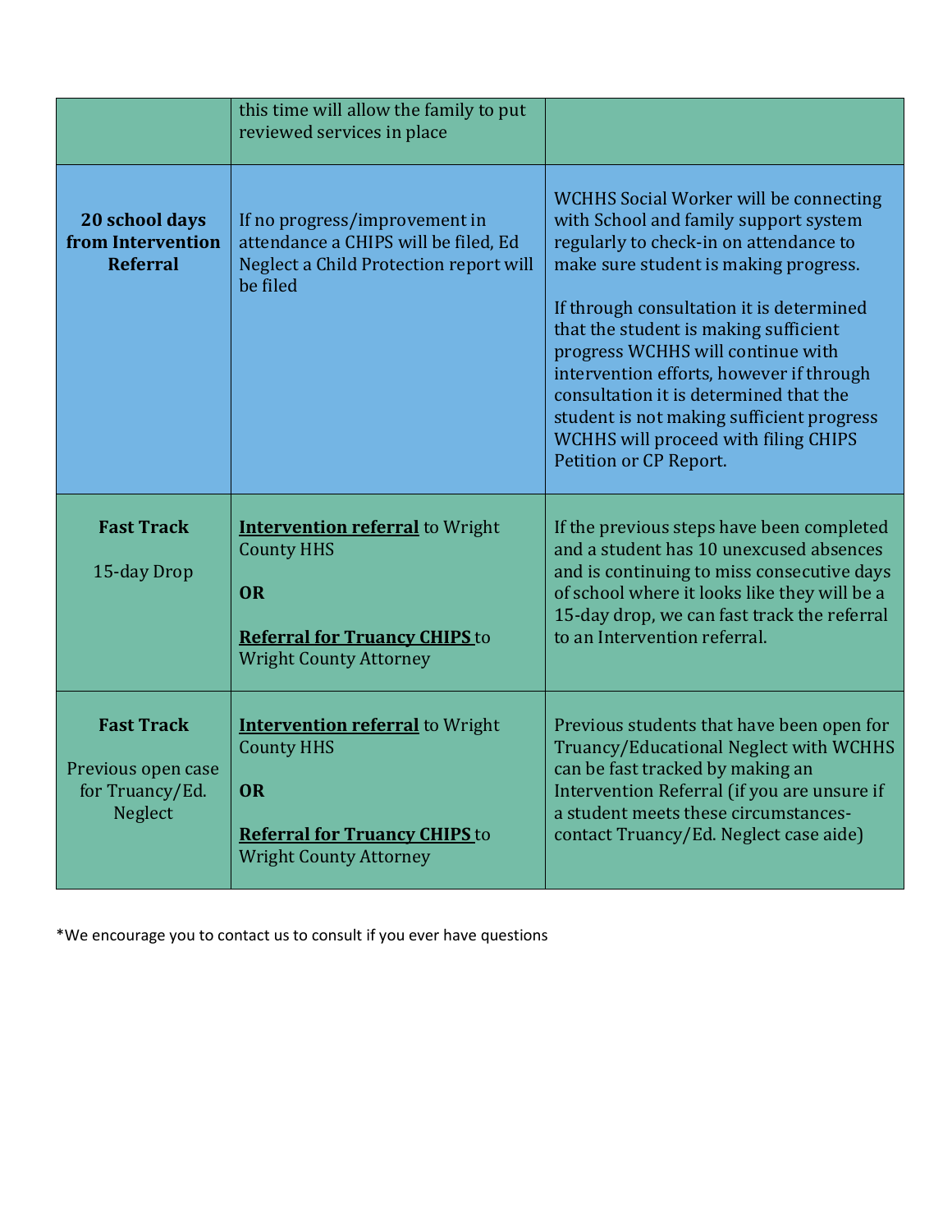| | | |
|---|---|---|
| | this time will allow the family to put reviewed services in place | |
| **20 school days from Intervention Referral** | If no progress/improvement in attendance a CHIPS will be filed, Ed Neglect a Child Protection report will be filed | WCHHS Social Worker will be connecting with School and family support system regularly to check-in on attendance to make sure student is making progress.<br><br>If through consultation it is determined that the student is making sufficient progress WCHHS will continue with intervention efforts, however if through consultation it is determined that the student is not making sufficient progress WCHHS will proceed with filing CHIPS Petition or CP Report. |
| **Fast Track**<br><br>15-day Drop | **Intervention referral** to Wright County HHS<br><br>**OR**<br><br>**Referral for Truancy CHIPS** to Wright County Attorney | If the previous steps have been completed and a student has 10 unexcused absences and is continuing to miss consecutive days of school where it looks like they will be a 15-day drop, we can fast track the referral to an Intervention referral. |
| **Fast Track**<br><br>Previous open case for Truancy/Ed. Neglect | **Intervention referral** to Wright County HHS<br><br>**OR**<br><br>**Referral for Truancy CHIPS** to Wright County Attorney | Previous students that have been open for Truancy/Educational Neglect with WCHHS can be fast tracked by making an Intervention Referral (if you are unsure if a student meets these circumstances-contact Truancy/Ed. Neglect case aide) |

*We encourage you to contact us to consult if you ever have questions